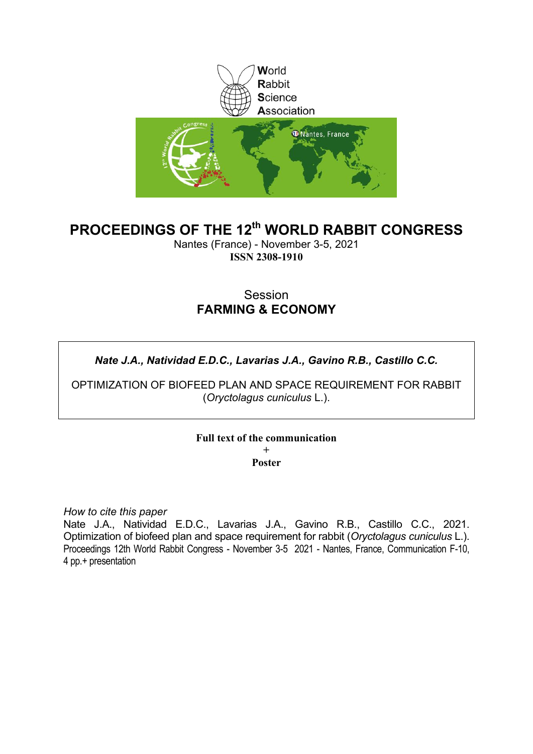World
Rabbit
Science
Association

# PROCEEDINGS OF THE 12th WORLD RABBIT CONGRESS

Nantes (France) - November 3-5, 2021

**ISSN 2308-1910**

Session

**FARMING & ECONOMY**

***Nate J.A., Natividad E.D.C., Lavarias J.A., Gavino R.B., Castillo C.C.***

OPTIMIZATION OF BIOFEED PLAN AND SPACE REQUIREMENT FOR RABBIT (*Oryctolagus cuniculus* L.).

**Full text of the communication**
**+**
**Poster**

*How to cite this paper*

Nate J.A., Natividad E.D.C., Lavarias J.A., Gavino R.B., Castillo C.C., 2021. Optimization of biofeed plan and space requirement for rabbit (*Oryctolagus cuniculus* L.). Proceedings 12th World Rabbit Congress - November 3-5 2021 - Nantes, France, Communication F-10, 4 pp.+ presentation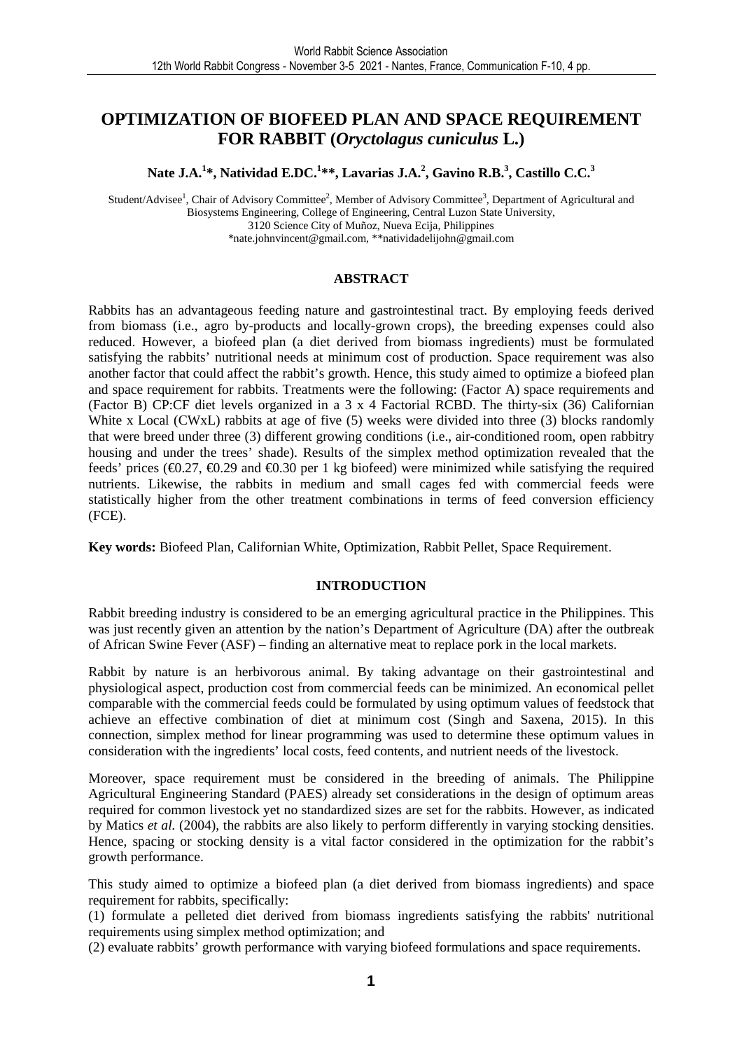# OPTIMIZATION OF BIOFEED PLAN AND SPACE REQUIREMENT FOR RABBIT (*Oryctolagus cuniculus* L.)

**Nate J.A.[1]*, Natividad E.DC.[1]**, Lavarias J.A.[2], Gavino R.B.[3], Castillo C.C.[3]**

Student/Advisee[1], Chair of Advisory Committee[2], Member of Advisory Committee[3], Department of Agricultural and Biosystems Engineering, College of Engineering, Central Luzon State University, 3120 Science City of Muñoz, Nueva Ecija, Philippines
*nate.johnvincent@gmail.com, **natividadelijohn@gmail.com

## ABSTRACT

Rabbits has an advantageous feeding nature and gastrointestinal tract. By employing feeds derived from biomass (i.e., agro by-products and locally-grown crops), the breeding expenses could also reduced. However, a biofeed plan (a diet derived from biomass ingredients) must be formulated satisfying the rabbits' nutritional needs at minimum cost of production. Space requirement was also another factor that could affect the rabbit's growth. Hence, this study aimed to optimize a biofeed plan and space requirement for rabbits. Treatments were the following: (Factor A) space requirements and (Factor B) CP:CF diet levels organized in a 3 x 4 Factorial RCBD. The thirty-six (36) Californian White x Local (CWxL) rabbits at age of five (5) weeks were divided into three (3) blocks randomly that were breed under three (3) different growing conditions (i.e., air-conditioned room, open rabbitry housing and under the trees' shade). Results of the simplex method optimization revealed that the feeds' prices (€0.27, €0.29 and €0.30 per 1 kg biofeed) were minimized while satisfying the required nutrients. Likewise, the rabbits in medium and small cages fed with commercial feeds were statistically higher from the other treatment combinations in terms of feed conversion efficiency (FCE).

**Key words:** Biofeed Plan, Californian White, Optimization, Rabbit Pellet, Space Requirement.

## INTRODUCTION

Rabbit breeding industry is considered to be an emerging agricultural practice in the Philippines. This was just recently given an attention by the nation's Department of Agriculture (DA) after the outbreak of African Swine Fever (ASF) – finding an alternative meat to replace pork in the local markets.

Rabbit by nature is an herbivorous animal. By taking advantage on their gastrointestinal and physiological aspect, production cost from commercial feeds can be minimized. An economical pellet comparable with the commercial feeds could be formulated by using optimum values of feedstock that achieve an effective combination of diet at minimum cost (Singh and Saxena, 2015). In this connection, simplex method for linear programming was used to determine these optimum values in consideration with the ingredients' local costs, feed contents, and nutrient needs of the livestock.

Moreover, space requirement must be considered in the breeding of animals. The Philippine Agricultural Engineering Standard (PAES) already set considerations in the design of optimum areas required for common livestock yet no standardized sizes are set for the rabbits. However, as indicated by Matics *et al.* (2004), the rabbits are also likely to perform differently in varying stocking densities. Hence, spacing or stocking density is a vital factor considered in the optimization for the rabbit's growth performance.

This study aimed to optimize a biofeed plan (a diet derived from biomass ingredients) and space requirement for rabbits, specifically:

(1) formulate a pelleted diet derived from biomass ingredients satisfying the rabbits' nutritional requirements using simplex method optimization; and

(2) evaluate rabbits' growth performance with varying biofeed formulations and space requirements.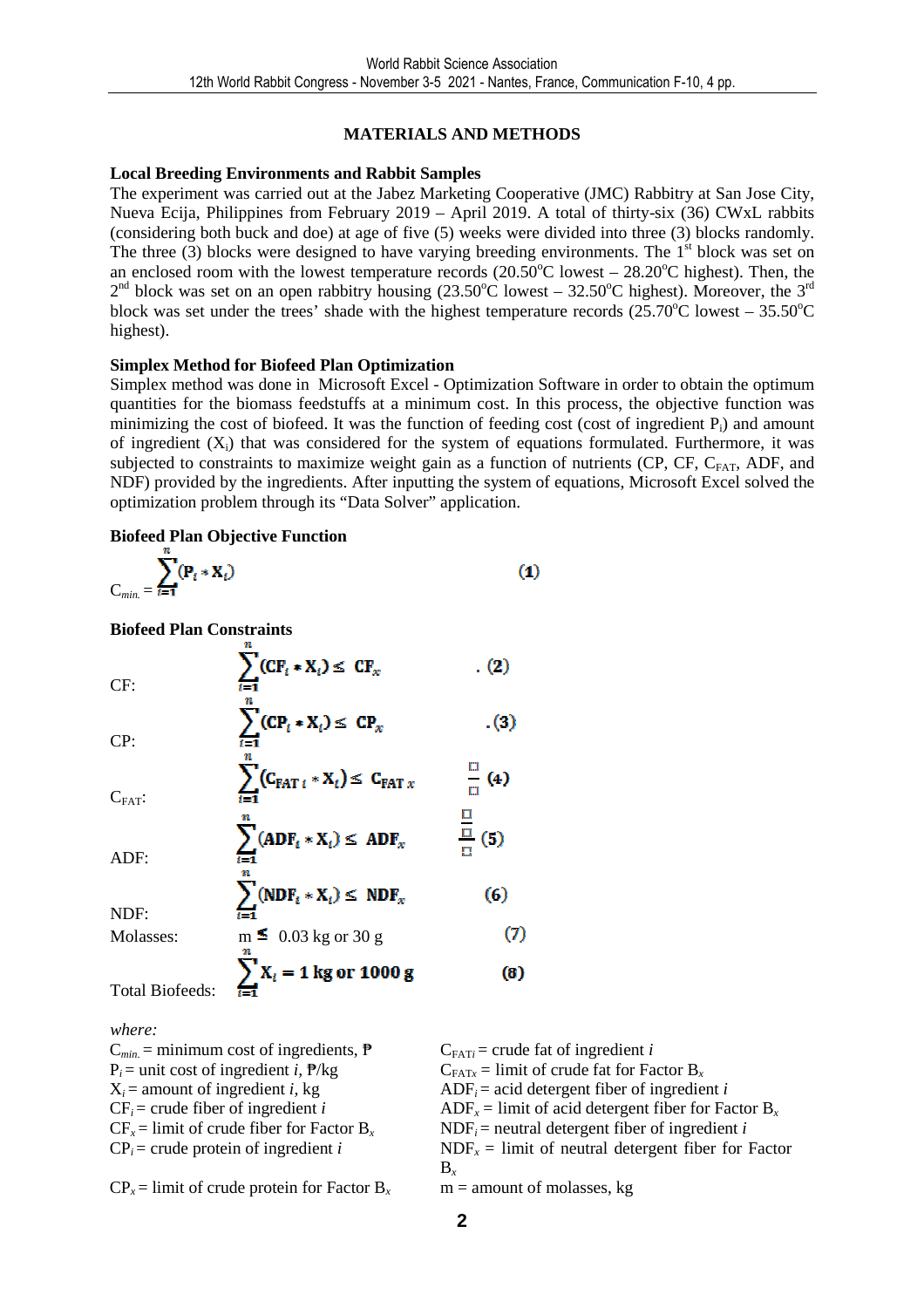## MATERIALS AND METHODS

### Local Breeding Environments and Rabbit Samples

The experiment was carried out at the Jabez Marketing Cooperative (JMC) Rabbitry at San Jose City, Nueva Ecija, Philippines from February 2019 – April 2019. A total of thirty-six (36) CWxL rabbits (considering both buck and doe) at age of five (5) weeks were divided into three (3) blocks randomly. The three (3) blocks were designed to have varying breeding environments. The 1st block was set on an enclosed room with the lowest temperature records (20.50°C lowest – 28.20°C highest). Then, the 2nd block was set on an open rabbitry housing (23.50°C lowest – 32.50°C highest). Moreover, the 3rd block was set under the trees' shade with the highest temperature records (25.70°C lowest – 35.50°C highest).

### Simplex Method for Biofeed Plan Optimization

Simplex method was done in Microsoft Excel - Optimization Software in order to obtain the optimum quantities for the biomass feedstuffs at a minimum cost. In this process, the objective function was minimizing the cost of biofeed. It was the function of feeding cost (cost of ingredient $P_i$) and amount of ingredient ($X_i$) that was considered for the system of equations formulated. Furthermore, it was subjected to constraints to maximize weight gain as a function of nutrients (CP, CF, $C_{FAT}$, ADF, and NDF) provided by the ingredients. After inputting the system of equations, Microsoft Excel solved the optimization problem through its "Data Solver" application.

### Biofeed Plan Objective Function

$$C_{min.} = \sum_{i=1}^{n}(P_i * X_i) \quad (1)$$

### Biofeed Plan Constraints

CF: $$\sum_{i=1}^{n}(CF_i * X_i) \leq CF_x \quad (2)$$

CP: $$\sum_{i=1}^{n}(CP_i * X_i) \leq CP_x \quad (3)$$

$C_{FAT}$: $$\sum_{i=1}^{n}(C_{FAT\,i} * X_i) \leq C_{FAT\,x} \quad (4)$$

ADF: $$\sum_{i=1}^{n}(ADF_i * X_i) \leq ADF_x \quad (5)$$

NDF: $$\sum_{i=1}^{n}(NDF_i * X_i) \leq NDF_x \quad (6)$$

Molasses: $$m \leq 0.03 \text{ kg or } 30 \text{ g} \quad (7)$$

Total Biofeeds: $$\sum_{i=1}^{n} X_i = 1 \text{ kg or } 1000 \text{ g} \quad (8)$$

*where:*

$C_{min.}$ = minimum cost of ingredients, ₱
$P_i$ = unit cost of ingredient *i*, ₱/kg
$X_i$ = amount of ingredient *i*, kg
$CF_i$ = crude fiber of ingredient *i*
$CF_x$ = limit of crude fiber for Factor $B_x$
$CP_i$ = crude protein of ingredient *i*
$CP_x$ = limit of crude protein for Factor $B_x$
$C_{FATi}$ = crude fat of ingredient *i*
$C_{FATx}$ = limit of crude fat for Factor $B_x$
$ADF_i$ = acid detergent fiber of ingredient *i*
$ADF_x$ = limit of acid detergent fiber for Factor $B_x$
$NDF_i$ = neutral detergent fiber of ingredient *i*
$NDF_x$ = limit of neutral detergent fiber for Factor $B_x$
m = amount of molasses, kg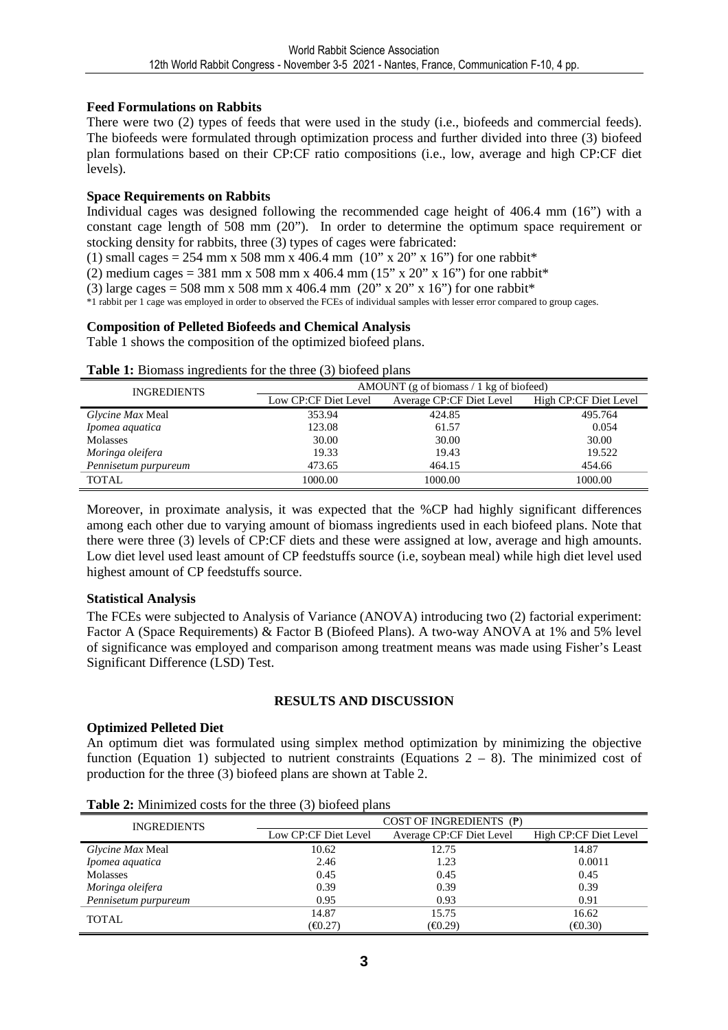### Feed Formulations on Rabbits

There were two (2) types of feeds that were used in the study (i.e., biofeeds and commercial feeds). The biofeeds were formulated through optimization process and further divided into three (3) biofeed plan formulations based on their CP:CF ratio compositions (i.e., low, average and high CP:CF diet levels).

### Space Requirements on Rabbits

Individual cages was designed following the recommended cage height of 406.4 mm (16") with a constant cage length of 508 mm (20"). In order to determine the optimum space requirement or stocking density for rabbits, three (3) types of cages were fabricated:

(1) small cages = 254 mm x 508 mm x 406.4 mm (10" x 20" x 16") for one rabbit*

(2) medium cages = 381 mm x 508 mm x 406.4 mm (15" x 20" x 16") for one rabbit*

(3) large cages = 508 mm x 508 mm x 406.4 mm (20" x 20" x 16") for one rabbit*

*1 rabbit per 1 cage was employed in order to observed the FCEs of individual samples with lesser error compared to group cages.

### Composition of Pelleted Biofeeds and Chemical Analysis

Table 1 shows the composition of the optimized biofeed plans.

**Table 1:** Biomass ingredients for the three (3) biofeed plans

| INGREDIENTS | AMOUNT (g of biomass / 1 kg of biofeed) | | |
|---|---|---|---|
| | Low CP:CF Diet Level | Average CP:CF Diet Level | High CP:CF Diet Level |
| *Glycine Max* Meal | 353.94 | 424.85 | 495.764 |
| *Ipomea aquatica* | 123.08 | 61.57 | 0.054 |
| Molasses | 30.00 | 30.00 | 30.00 |
| *Moringa oleifera* | 19.33 | 19.43 | 19.522 |
| *Pennisetum purpureum* | 473.65 | 464.15 | 454.66 |
| TOTAL | 1000.00 | 1000.00 | 1000.00 |

Moreover, in proximate analysis, it was expected that the %CP had highly significant differences among each other due to varying amount of biomass ingredients used in each biofeed plans. Note that there were three (3) levels of CP:CF diets and these were assigned at low, average and high amounts. Low diet level used least amount of CP feedstuffs source (i.e, soybean meal) while high diet level used highest amount of CP feedstuffs source.

### Statistical Analysis

The FCEs were subjected to Analysis of Variance (ANOVA) introducing two (2) factorial experiment: Factor A (Space Requirements) & Factor B (Biofeed Plans). A two-way ANOVA at 1% and 5% level of significance was employed and comparison among treatment means was made using Fisher's Least Significant Difference (LSD) Test.

## RESULTS AND DISCUSSION

### Optimized Pelleted Diet

An optimum diet was formulated using simplex method optimization by minimizing the objective function (Equation 1) subjected to nutrient constraints (Equations 2 – 8). The minimized cost of production for the three (3) biofeed plans are shown at Table 2.

**Table 2:** Minimized costs for the three (3) biofeed plans

| INGREDIENTS | COST OF INGREDIENTS (₱) | | |
|---|---|---|---|
| | Low CP:CF Diet Level | Average CP:CF Diet Level | High CP:CF Diet Level |
| *Glycine Max* Meal | 10.62 | 12.75 | 14.87 |
| *Ipomea aquatica* | 2.46 | 1.23 | 0.0011 |
| Molasses | 0.45 | 0.45 | 0.45 |
| *Moringa oleifera* | 0.39 | 0.39 | 0.39 |
| *Pennisetum purpureum* | 0.95 | 0.93 | 0.91 |
| TOTAL | 14.87 (€0.27) | 15.75 (€0.29) | 16.62 (€0.30) |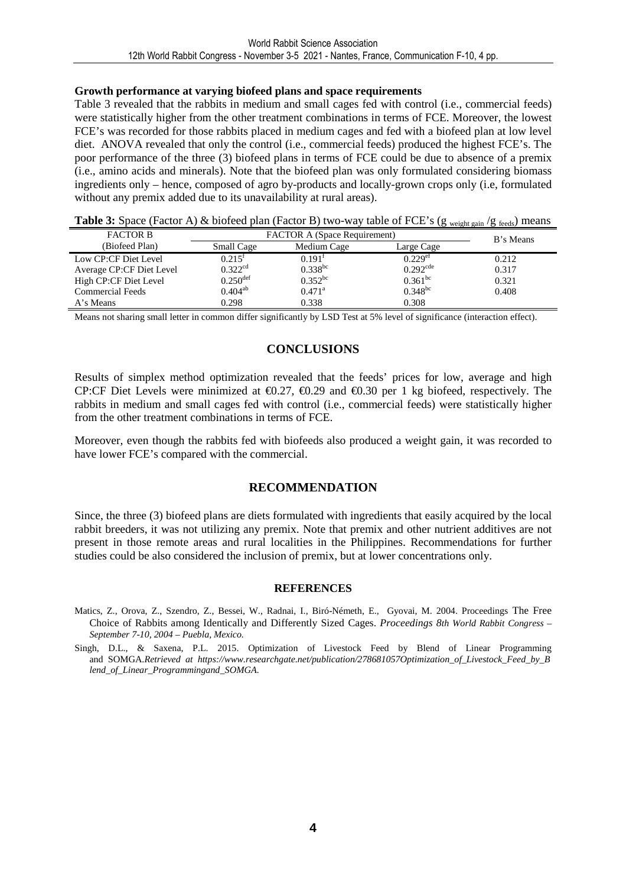**Growth performance at varying biofeed plans and space requirements**

Table 3 revealed that the rabbits in medium and small cages fed with control (i.e., commercial feeds) were statistically higher from the other treatment combinations in terms of FCE. Moreover, the lowest FCE's was recorded for those rabbits placed in medium cages and fed with a biofeed plan at low level diet. ANOVA revealed that only the control (i.e., commercial feeds) produced the highest FCE's. The poor performance of the three (3) biofeed plans in terms of FCE could be due to absence of a premix (i.e., amino acids and minerals). Note that the biofeed plan was only formulated considering biomass ingredients only – hence, composed of agro by-products and locally-grown crops only (i.e, formulated without any premix added due to its unavailability at rural areas).

**Table 3:** Space (Factor A) & biofeed plan (Factor B) two-way table of FCE's ($g_{\text{weight gain}}/g_{\text{feeds}}$) means

| FACTOR B (Biofeed Plan) | FACTOR A (Space Requirement) | | | B's Means |
|---|---|---|---|---|
| | Small Cage | Medium Cage | Large Cage | |
| Low CP:CF Diet Level | $0.215^{f}$ | $0.191^{f}$ | $0.229^{ef}$ | 0.212 |
| Average CP:CF Diet Level | $0.322^{cd}$ | $0.338^{bc}$ | $0.292^{cde}$ | 0.317 |
| High CP:CF Diet Level | $0.250^{def}$ | $0.352^{bc}$ | $0.361^{bc}$ | 0.321 |
| Commercial Feeds | $0.404^{ab}$ | $0.471^{a}$ | $0.348^{bc}$ | 0.408 |
| A's Means | 0.298 | 0.338 | 0.308 | |

Means not sharing small letter in common differ significantly by LSD Test at 5% level of significance (interaction effect).

## CONCLUSIONS

Results of simplex method optimization revealed that the feeds' prices for low, average and high CP:CF Diet Levels were minimized at €0.27, €0.29 and €0.30 per 1 kg biofeed, respectively. The rabbits in medium and small cages fed with control (i.e., commercial feeds) were statistically higher from the other treatment combinations in terms of FCE.

Moreover, even though the rabbits fed with biofeeds also produced a weight gain, it was recorded to have lower FCE's compared with the commercial.

## RECOMMENDATION

Since, the three (3) biofeed plans are diets formulated with ingredients that easily acquired by the local rabbit breeders, it was not utilizing any premix. Note that premix and other nutrient additives are not present in those remote areas and rural localities in the Philippines. Recommendations for further studies could be also considered the inclusion of premix, but at lower concentrations only.

### REFERENCES

Matics, Z., Orova, Z., Szendro, Z., Bessei, W., Radnai, I., Biró-Németh, E., Gyovai, M. 2004. Proceedings The Free Choice of Rabbits among Identically and Differently Sized Cages. *Proceedings 8th World Rabbit Congress – September 7-10, 2004 – Puebla, Mexico.*

Singh, D.L., & Saxena, P.L. 2015. Optimization of Livestock Feed by Blend of Linear Programming and SOMGA.*Retrieved at https://www.researchgate.net/publication/278681057Optimization_of_Livestock_Feed_by_Blend_of_Linear_Programmingand_SOMGA.*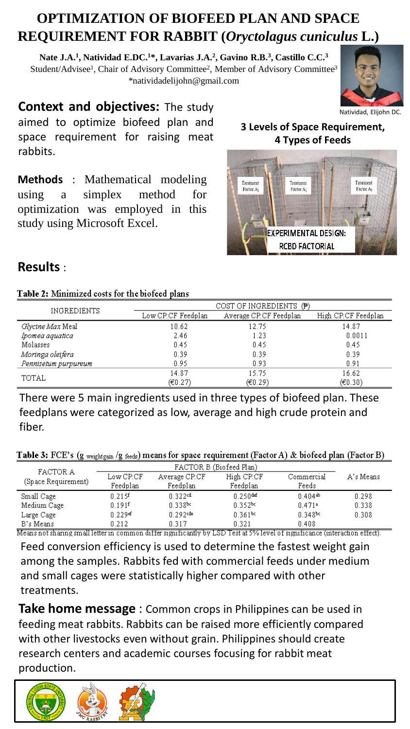# OPTIMIZATION OF BIOFEED PLAN AND SPACE REQUIREMENT FOR RABBIT (*Oryctolagus cuniculus* L.)

**Nate J.A.[1], Natividad E.DC.[1]*, Lavarias J.A.[2], Gavino R.B.[3], Castillo C.C.[3]**
Student/Advisee[1], Chair of Advisory Committee[2], Member of Advisory Committee[3]
*natividadelijohn@gmail.com

Natividad, Elijohn DC.

**Context and objectives:** The study aimed to optimize biofeed plan and space requirement for raising meat rabbits.

**Methods** : Mathematical modeling using a simplex method for optimization was employed in this study using Microsoft Excel.

**3 Levels of Space Requirement, 4 Types of Feeds**

Treatment Factor A1 | Treatment Factor A2 | Treatment Factor A3

EXPERIMENTAL DESIGN: RCBD FACTORIAL

## Results :

**Table 2:** Minimized costs for the biofeed plans

| INGREDIENTS | COST OF INGREDIENTS (₱) | | |
|---|---|---|---|
| | Low CP:CF Feedplan | Average CP:CF Feedplan | High CP:CF Feedplan |
| *Glycine Max* Meal | 10.62 | 12.75 | 14.87 |
| *Ipomea aquatica* | 2.46 | 1.23 | 0.0011 |
| Molasses | 0.45 | 0.45 | 0.45 |
| *Moringa oleifera* | 0.39 | 0.39 | 0.39 |
| *Pennisetum purpureum* | 0.95 | 0.93 | 0.91 |
| TOTAL | 14.87 (€0.27) | 15.75 (€0.29) | 16.62 (€0.30) |

There were 5 main ingredients used in three types of biofeed plan. These feedplans were categorized as low, average and high crude protein and fiber.

**Table 3:** FCE's ($g_{weightgain}/g_{feeds}$) means for space requirement (Factor A) & biofeed plan (Factor B)

| FACTOR A (Space Requirement) | FACTOR B (Biofeed Plan) | | | | A's Means |
|---|---|---|---|---|---|
| | Low CP:CF Feedplan | Average CP:CF Feedplan | High CP:CF Feedplan | Commercial Feeds | |
| Small Cage | 0.215[f] | 0.322[cd] | 0.250[def] | 0.404[ab] | 0.298 |
| Medium Cage | 0.191[f] | 0.338[bc] | 0.352[bc] | 0.471[a] | 0.338 |
| Large Cage | 0.229[ef] | 0.292[cde] | 0.361[bc] | 0.348[bc] | 0.308 |
| B's Means | 0.212 | 0.317 | 0.321 | 0.408 | |

Means not sharing small letter in common differ significantly by LSD Test at 5% level of significance (interaction effect).

Feed conversion efficiency is used to determine the fastest weight gain among the samples. Rabbits fed with commercial feeds under medium and small cages were statistically higher compared with other treatments.

**Take home message** : Common crops in Philippines can be used in feeding meat rabbits. Rabbits can be raised more efficiently compared with other livestocks even without grain. Philippines should create research centers and academic courses focusing for rabbit meat production.